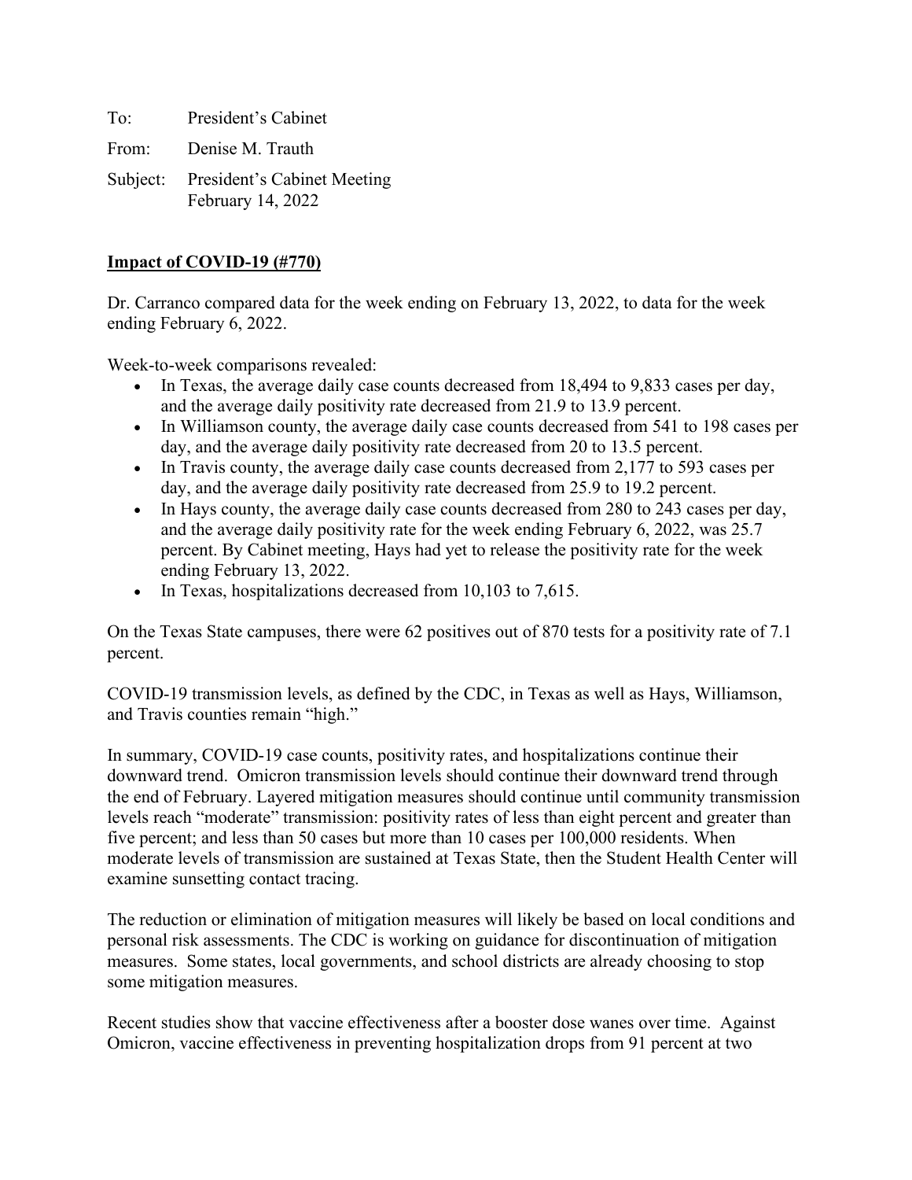To: President's Cabinet

From: Denise M. Trauth

Subject: President's Cabinet Meeting
February 14, 2022

**Impact of COVID-19 (#770)**

Dr. Carranco compared data for the week ending on February 13, 2022, to data for the week ending February 6, 2022.

Week-to-week comparisons revealed:

- In Texas, the average daily case counts decreased from 18,494 to 9,833 cases per day, and the average daily positivity rate decreased from 21.9 to 13.9 percent.
- In Williamson county, the average daily case counts decreased from 541 to 198 cases per day, and the average daily positivity rate decreased from 20 to 13.5 percent.
- In Travis county, the average daily case counts decreased from 2,177 to 593 cases per day, and the average daily positivity rate decreased from 25.9 to 19.2 percent.
- In Hays county, the average daily case counts decreased from 280 to 243 cases per day, and the average daily positivity rate for the week ending February 6, 2022, was 25.7 percent. By Cabinet meeting, Hays had yet to release the positivity rate for the week ending February 13, 2022.
- In Texas, hospitalizations decreased from 10,103 to 7,615.

On the Texas State campuses, there were 62 positives out of 870 tests for a positivity rate of 7.1 percent.

COVID-19 transmission levels, as defined by the CDC, in Texas as well as Hays, Williamson, and Travis counties remain "high."

In summary, COVID-19 case counts, positivity rates, and hospitalizations continue their downward trend. Omicron transmission levels should continue their downward trend through the end of February. Layered mitigation measures should continue until community transmission levels reach "moderate" transmission: positivity rates of less than eight percent and greater than five percent; and less than 50 cases but more than 10 cases per 100,000 residents. When moderate levels of transmission are sustained at Texas State, then the Student Health Center will examine sunsetting contact tracing.

The reduction or elimination of mitigation measures will likely be based on local conditions and personal risk assessments. The CDC is working on guidance for discontinuation of mitigation measures. Some states, local governments, and school districts are already choosing to stop some mitigation measures.

Recent studies show that vaccine effectiveness after a booster dose wanes over time. Against Omicron, vaccine effectiveness in preventing hospitalization drops from 91 percent at two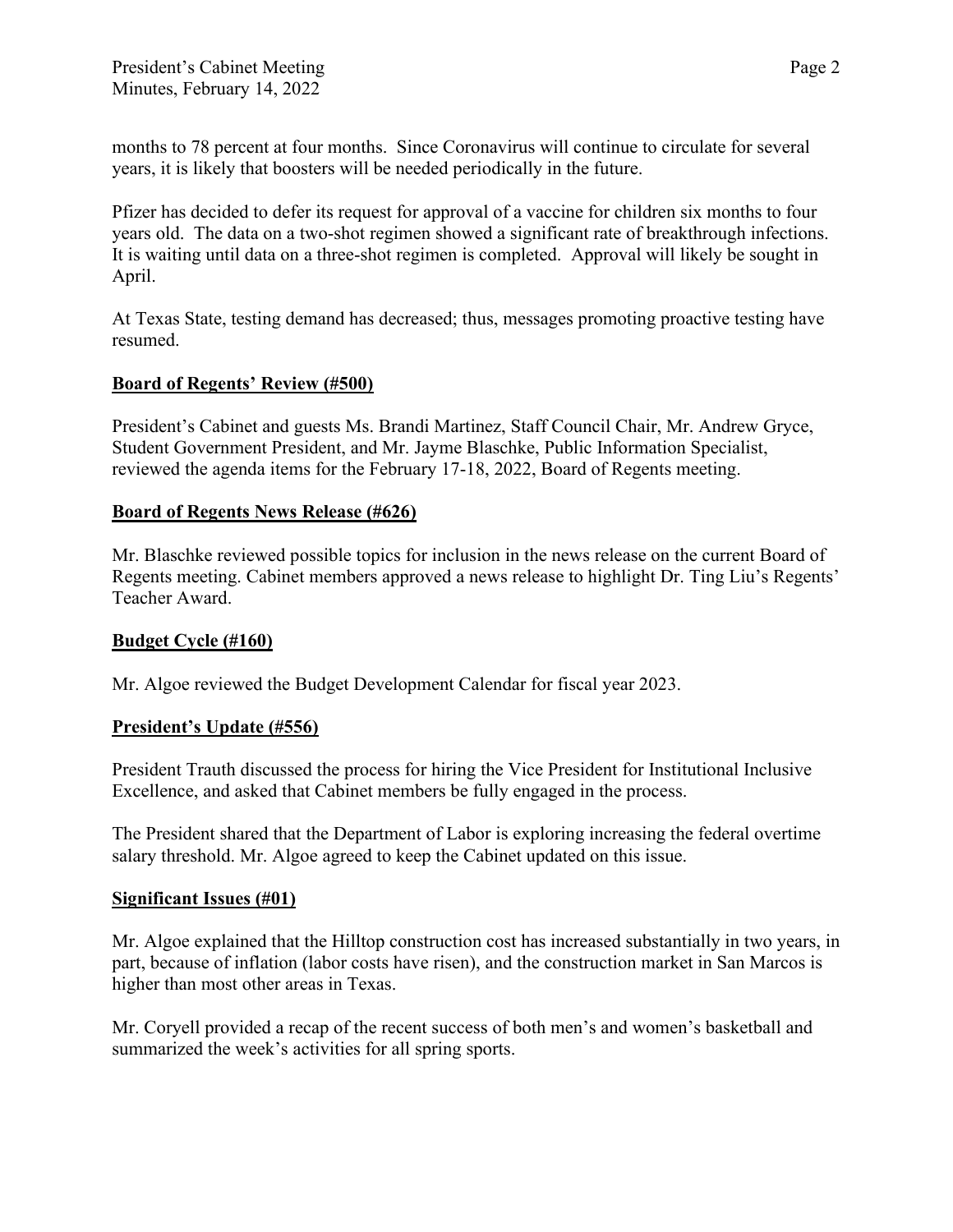months to 78 percent at four months. Since Coronavirus will continue to circulate for several years, it is likely that boosters will be needed periodically in the future.

Pfizer has decided to defer its request for approval of a vaccine for children six months to four years old. The data on a two-shot regimen showed a significant rate of breakthrough infections. It is waiting until data on a three-shot regimen is completed. Approval will likely be sought in April.

At Texas State, testing demand has decreased; thus, messages promoting proactive testing have resumed.

**Board of Regents' Review (#500)**

President's Cabinet and guests Ms. Brandi Martinez, Staff Council Chair, Mr. Andrew Gryce, Student Government President, and Mr. Jayme Blaschke, Public Information Specialist, reviewed the agenda items for the February 17-18, 2022, Board of Regents meeting.

**Board of Regents News Release (#626)**

Mr. Blaschke reviewed possible topics for inclusion in the news release on the current Board of Regents meeting. Cabinet members approved a news release to highlight Dr. Ting Liu's Regents' Teacher Award.

**Budget Cycle (#160)**

Mr. Algoe reviewed the Budget Development Calendar for fiscal year 2023.

**President's Update (#556)**

President Trauth discussed the process for hiring the Vice President for Institutional Inclusive Excellence, and asked that Cabinet members be fully engaged in the process.

The President shared that the Department of Labor is exploring increasing the federal overtime salary threshold. Mr. Algoe agreed to keep the Cabinet updated on this issue.

**Significant Issues (#01)**

Mr. Algoe explained that the Hilltop construction cost has increased substantially in two years, in part, because of inflation (labor costs have risen), and the construction market in San Marcos is higher than most other areas in Texas.

Mr. Coryell provided a recap of the recent success of both men's and women's basketball and summarized the week's activities for all spring sports.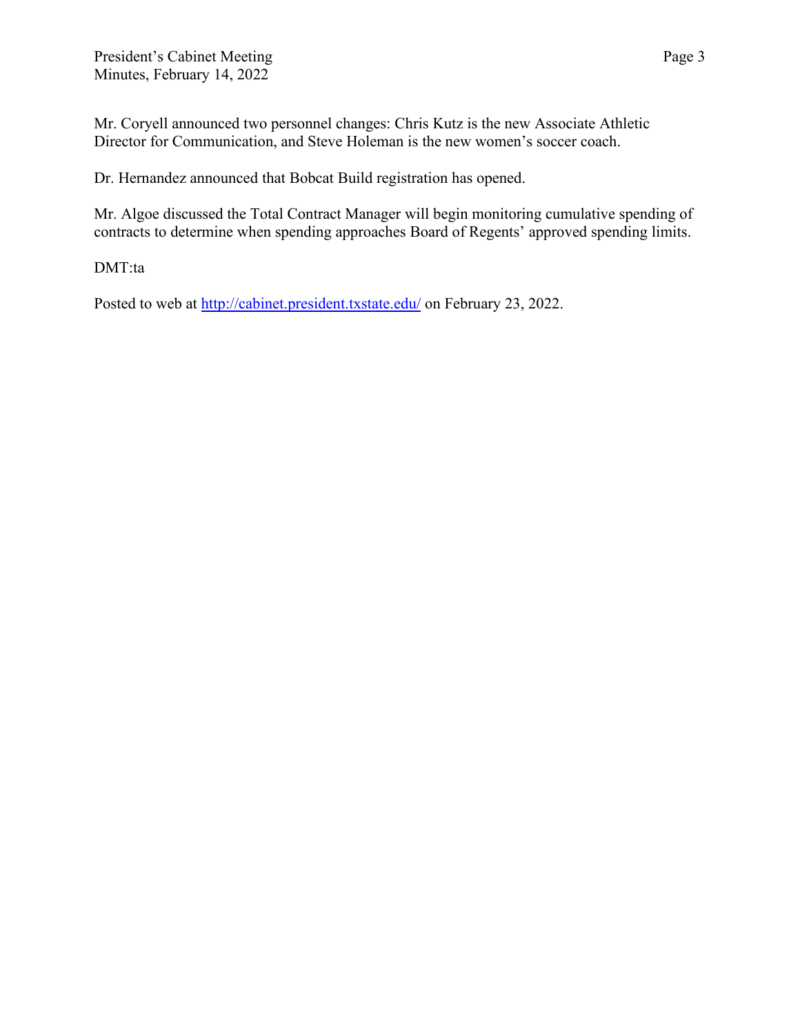Mr. Coryell announced two personnel changes: Chris Kutz is the new Associate Athletic Director for Communication, and Steve Holeman is the new women's soccer coach.

Dr. Hernandez announced that Bobcat Build registration has opened.

Mr. Algoe discussed the Total Contract Manager will begin monitoring cumulative spending of contracts to determine when spending approaches Board of Regents' approved spending limits.

DMT:ta

Posted to web at [http://cabinet.president.txstate.edu/](http://cabinet.president.txstate.edu/) on February 23, 2022.